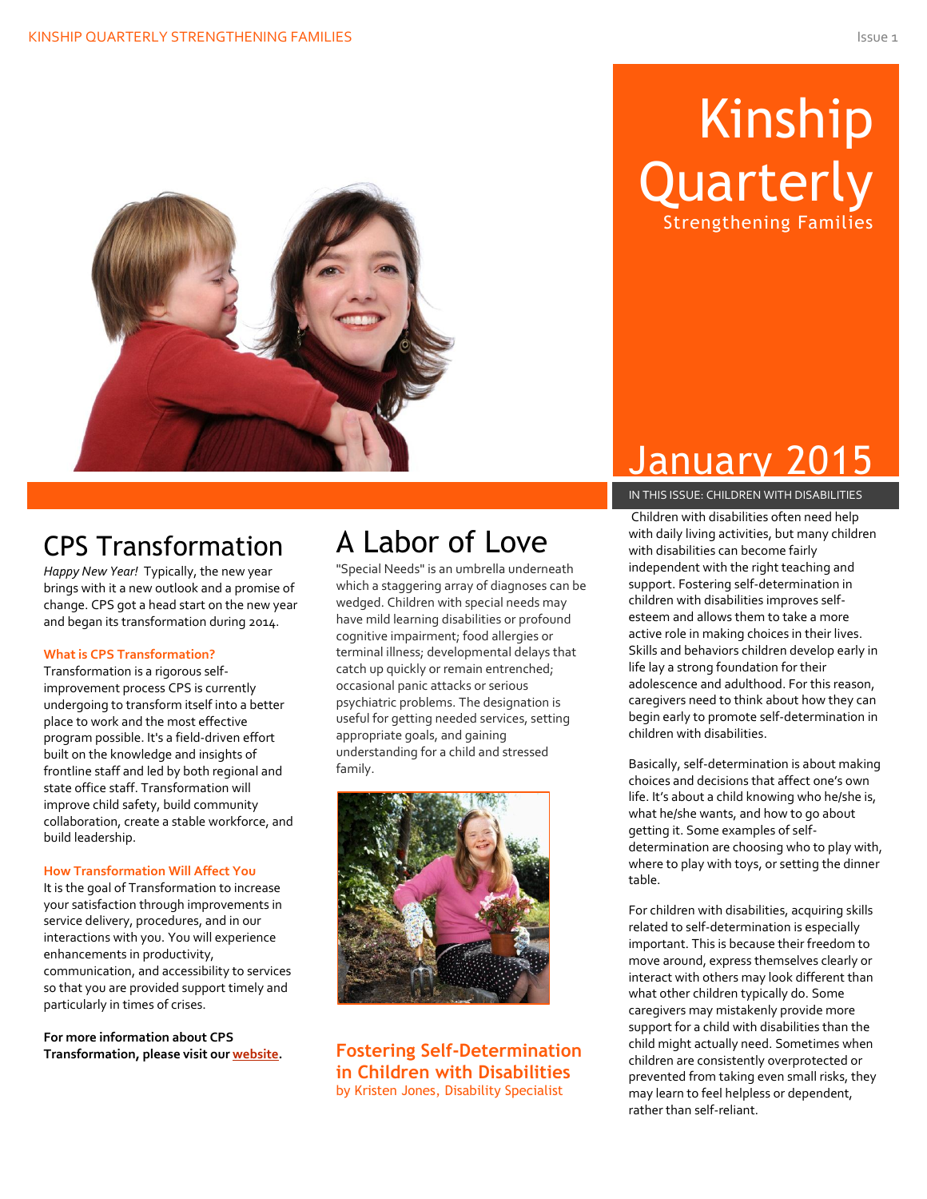# Kinship Quarterly

Strengthening Families

January 2015

IN THIS ISSUE: CHILDREN WITH DISABILITIES

## CPS Transformation

*Happy New Year!* Typically, the new year brings with it a new outlook and a promise of change. CPS got a head start on the new year and began its transformation during 2014.

### What is CPS Transformation?

Transformation is a rigorous self-improvement process CPS is currently undergoing to transform itself into a better place to work and the most effective program possible. It's a field-driven effort built on the knowledge and insights of frontline staff and led by both regional and state office staff. Transformation will improve child safety, build community collaboration, create a stable workforce, and build leadership.

### How Transformation Will Affect You

It is the goal of Transformation to increase your satisfaction through improvements in service delivery, procedures, and in our interactions with you. You will experience enhancements in productivity, communication, and accessibility to services so that you are provided support timely and particularly in times of crises.

**For more information about CPS Transformation, please visit our website.**

## A Labor of Love

"Special Needs" is an umbrella underneath which a staggering array of diagnoses can be wedged. Children with special needs may have mild learning disabilities or profound cognitive impairment; food allergies or terminal illness; developmental delays that catch up quickly or remain entrenched; occasional panic attacks or serious psychiatric problems. The designation is useful for getting needed services, setting appropriate goals, and gaining understanding for a child and stressed family.

### Fostering Self-Determination in Children with Disabilities

by Kristen Jones, Disability Specialist

Children with disabilities often need help with daily living activities, but many children with disabilities can become fairly independent with the right teaching and support. Fostering self-determination in children with disabilities improves self-esteem and allows them to take a more active role in making choices in their lives. Skills and behaviors children develop early in life lay a strong foundation for their adolescence and adulthood. For this reason, caregivers need to think about how they can begin early to promote self-determination in children with disabilities.

Basically, self-determination is about making choices and decisions that affect one's own life. It's about a child knowing who he/she is, what he/she wants, and how to go about getting it. Some examples of self-determination are choosing who to play with, where to play with toys, or setting the dinner table.

For children with disabilities, acquiring skills related to self-determination is especially important. This is because their freedom to move around, express themselves clearly or interact with others may look different than what other children typically do. Some caregivers may mistakenly provide more support for a child with disabilities than the child might actually need. Sometimes when children are consistently overprotected or prevented from taking even small risks, they may learn to feel helpless or dependent, rather than self-reliant.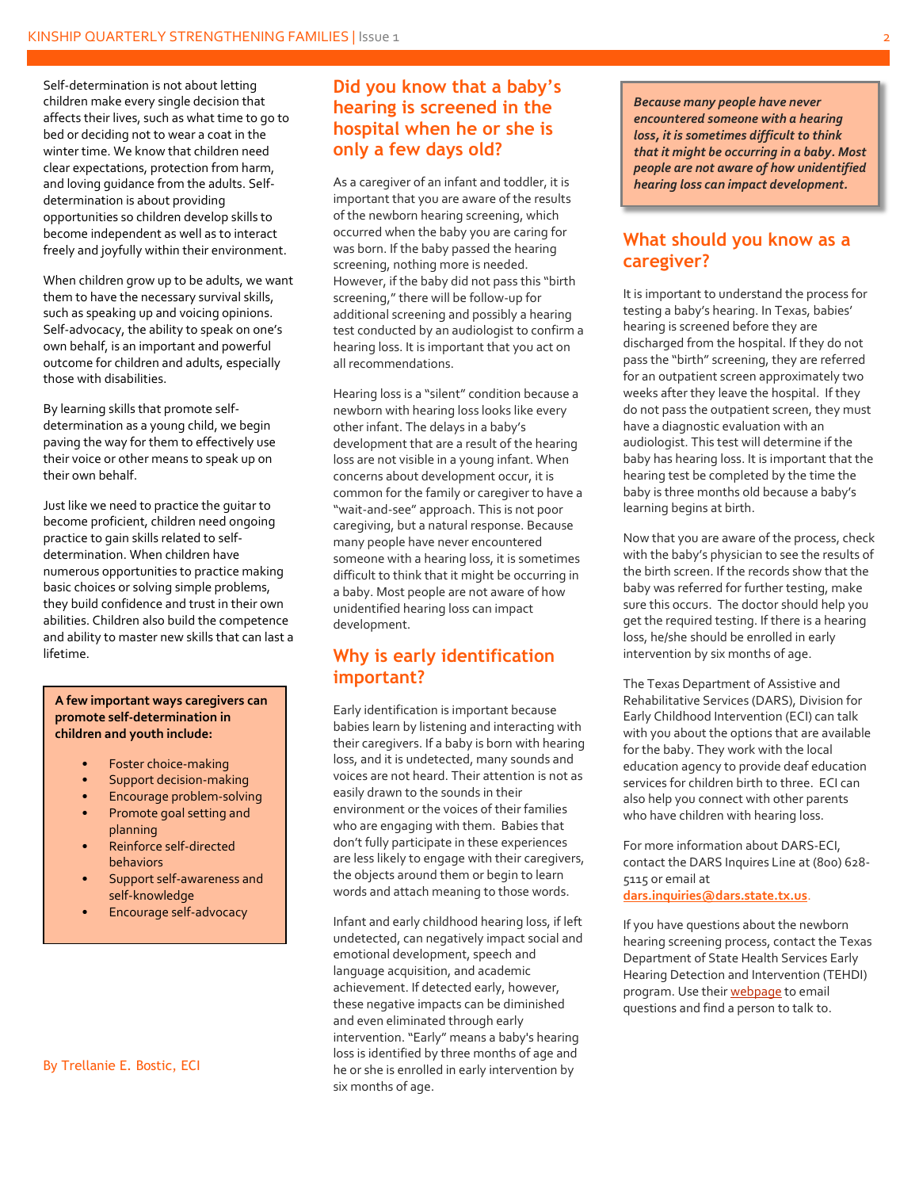Self-determination is not about letting children make every single decision that affects their lives, such as what time to go to bed or deciding not to wear a coat in the winter time. We know that children need clear expectations, protection from harm, and loving guidance from the adults. Self-determination is about providing opportunities so children develop skills to become independent as well as to interact freely and joyfully within their environment.

When children grow up to be adults, we want them to have the necessary survival skills, such as speaking up and voicing opinions. Self-advocacy, the ability to speak on one's own behalf, is an important and powerful outcome for children and adults, especially those with disabilities.

By learning skills that promote self-determination as a young child, we begin paving the way for them to effectively use their voice or other means to speak up on their own behalf.

Just like we need to practice the guitar to become proficient, children need ongoing practice to gain skills related to self-determination. When children have numerous opportunities to practice making basic choices or solving simple problems, they build confidence and trust in their own abilities. Children also build the competence and ability to master new skills that can last a lifetime.

**A few important ways caregivers can promote self-determination in children and youth include:**

- Foster choice-making
- Support decision-making
- Encourage problem-solving
- Promote goal setting and planning
- Reinforce self-directed behaviors
- Support self-awareness and self-knowledge
- Encourage self-advocacy

By Trellanie E. Bostic, ECI

## Did you know that a baby's hearing is screened in the hospital when he or she is only a few days old?

As a caregiver of an infant and toddler, it is important that you are aware of the results of the newborn hearing screening, which occurred when the baby you are caring for was born. If the baby passed the hearing screening, nothing more is needed. However, if the baby did not pass this "birth screening," there will be follow-up for additional screening and possibly a hearing test conducted by an audiologist to confirm a hearing loss. It is important that you act on all recommendations.

Hearing loss is a "silent" condition because a newborn with hearing loss looks like every other infant. The delays in a baby's development that are a result of the hearing loss are not visible in a young infant. When concerns about development occur, it is common for the family or caregiver to have a "wait-and-see" approach. This is not poor caregiving, but a natural response. Because many people have never encountered someone with a hearing loss, it is sometimes difficult to think that it might be occurring in a baby. Most people are not aware of how unidentified hearing loss can impact development.

## Why is early identification important?

Early identification is important because babies learn by listening and interacting with their caregivers. If a baby is born with hearing loss, and it is undetected, many sounds and voices are not heard. Their attention is not as easily drawn to the sounds in their environment or the voices of their families who are engaging with them. Babies that don't fully participate in these experiences are less likely to engage with their caregivers, the objects around them or begin to learn words and attach meaning to those words.

Infant and early childhood hearing loss, if left undetected, can negatively impact social and emotional development, speech and language acquisition, and academic achievement. If detected early, however, these negative impacts can be diminished and even eliminated through early intervention. "Early" means a baby's hearing loss is identified by three months of age and he or she is enrolled in early intervention by six months of age.

***Because many people have never encountered someone with a hearing loss, it is sometimes difficult to think that it might be occurring in a baby. Most people are not aware of how unidentified hearing loss can impact development.***

## What should you know as a caregiver?

It is important to understand the process for testing a baby's hearing. In Texas, babies' hearing is screened before they are discharged from the hospital. If they do not pass the "birth" screening, they are referred for an outpatient screen approximately two weeks after they leave the hospital. If they do not pass the outpatient screen, they must have a diagnostic evaluation with an audiologist. This test will determine if the baby has hearing loss. It is important that the hearing test be completed by the time the baby is three months old because a baby's learning begins at birth.

Now that you are aware of the process, check with the baby's physician to see the results of the birth screen. If the records show that the baby was referred for further testing, make sure this occurs. The doctor should help you get the required testing. If there is a hearing loss, he/she should be enrolled in early intervention by six months of age.

The Texas Department of Assistive and Rehabilitative Services (DARS), Division for Early Childhood Intervention (ECI) can talk with you about the options that are available for the baby. They work with the local education agency to provide deaf education services for children birth to three. ECI can also help you connect with other parents who have children with hearing loss.

For more information about DARS-ECI, contact the DARS Inquires Line at (800) 628-5115 or email at dars.inquiries@dars.state.tx.us.

If you have questions about the newborn hearing screening process, contact the Texas Department of State Health Services Early Hearing Detection and Intervention (TEHDI) program. Use their webpage to email questions and find a person to talk to.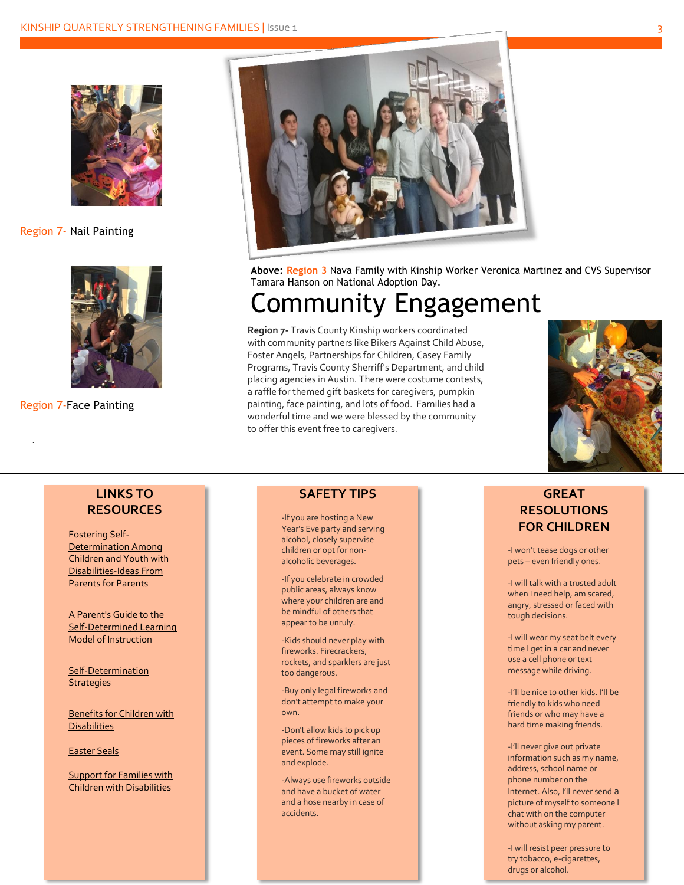Region 7- Nail Painting

Region 7-Face Painting

**Above:** Region 3 Nava Family with Kinship Worker Veronica Martinez and CVS Supervisor Tamara Hanson on National Adoption Day.

# Community Engagement

**Region 7-** Travis County Kinship workers coordinated with community partners like Bikers Against Child Abuse, Foster Angels, Partnerships for Children, Casey Family Programs, Travis County Sherriff's Department, and child placing agencies in Austin. There were costume contests, a raffle for themed gift baskets for caregivers, pumpkin painting, face painting, and lots of food. Families had a wonderful time and we were blessed by the community to offer this event free to caregivers.

## LINKS TO RESOURCES

Fostering Self-Determination Among Children and Youth with Disabilities-Ideas From Parents for Parents

A Parent's Guide to the Self-Determined Learning Model of Instruction

Self-Determination Strategies

Benefits for Children with Disabilities

Easter Seals

Support for Families with Children with Disabilities

## SAFETY TIPS

-If you are hosting a New Year's Eve party and serving alcohol, closely supervise children or opt for non-alcoholic beverages.

-If you celebrate in crowded public areas, always know where your children are and be mindful of others that appear to be unruly.

-Kids should never play with fireworks. Firecrackers, rockets, and sparklers are just too dangerous.

-Buy only legal fireworks and don't attempt to make your own.

-Don't allow kids to pick up pieces of fireworks after an event. Some may still ignite and explode.

-Always use fireworks outside and have a bucket of water and a hose nearby in case of accidents.

## GREAT RESOLUTIONS FOR CHILDREN

-I won't tease dogs or other pets – even friendly ones.

-I will talk with a trusted adult when I need help, am scared, angry, stressed or faced with tough decisions.

-I will wear my seat belt every time I get in a car and never use a cell phone or text message while driving.

-I'll be nice to other kids. I'll be friendly to kids who need friends or who may have a hard time making friends.

-I'll never give out private information such as my name, address, school name or phone number on the Internet. Also, I'll never send a picture of myself to someone I chat with on the computer without asking my parent.

-I will resist peer pressure to try tobacco, e-cigarettes, drugs or alcohol.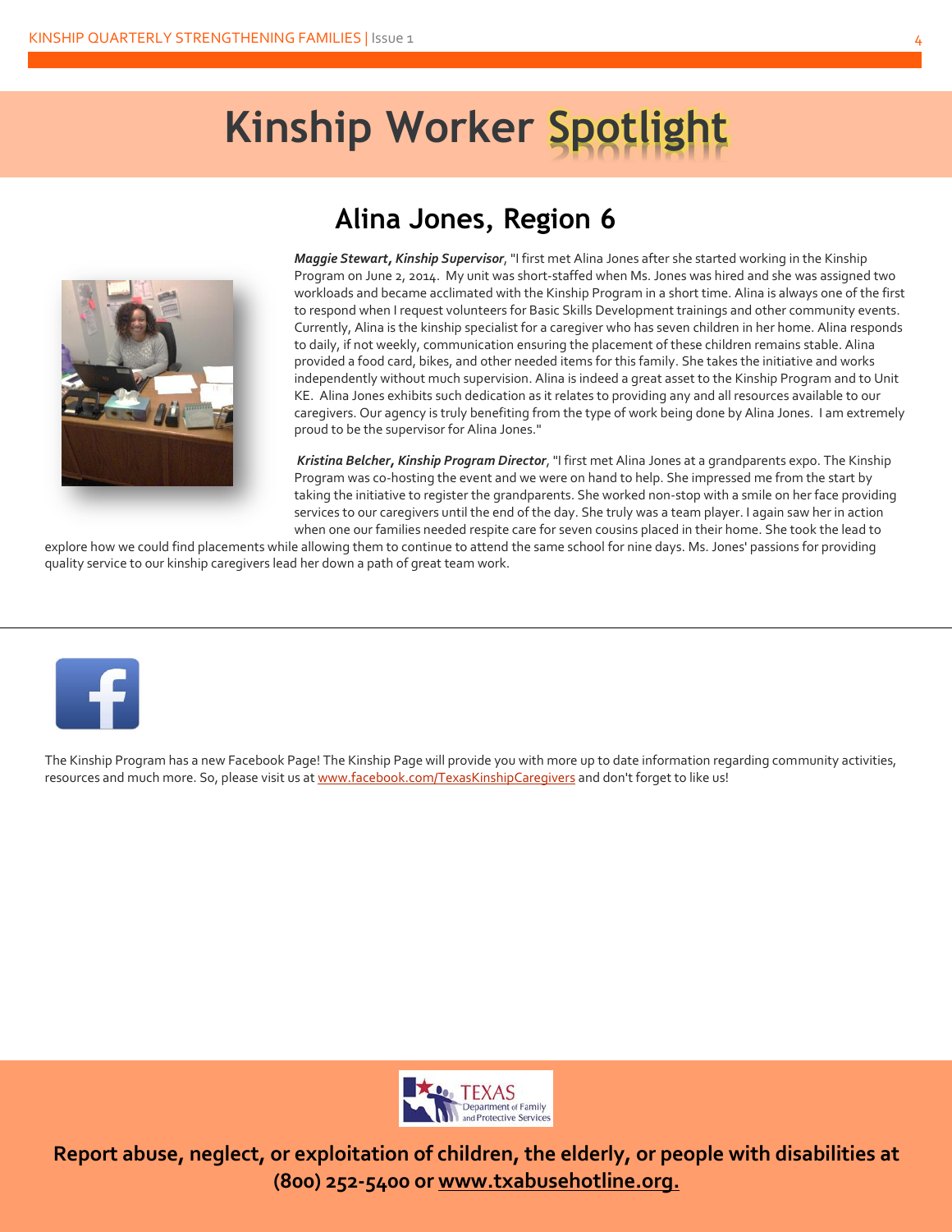# Kinship Worker Spotlight

## Alina Jones, Region 6

***Maggie Stewart, Kinship Supervisor***, "I first met Alina Jones after she started working in the Kinship Program on June 2, 2014. My unit was short-staffed when Ms. Jones was hired and she was assigned two workloads and became acclimated with the Kinship Program in a short time. Alina is always one of the first to respond when I request volunteers for Basic Skills Development trainings and other community events. Currently, Alina is the kinship specialist for a caregiver who has seven children in her home. Alina responds to daily, if not weekly, communication ensuring the placement of these children remains stable. Alina provided a food card, bikes, and other needed items for this family. She takes the initiative and works independently without much supervision. Alina is indeed a great asset to the Kinship Program and to Unit KE. Alina Jones exhibits such dedication as it relates to providing any and all resources available to our caregivers. Our agency is truly benefiting from the type of work being done by Alina Jones. I am extremely proud to be the supervisor for Alina Jones."

***Kristina Belcher, Kinship Program Director***, "I first met Alina Jones at a grandparents expo. The Kinship Program was co-hosting the event and we were on hand to help. She impressed me from the start by taking the initiative to register the grandparents. She worked non-stop with a smile on her face providing services to our caregivers until the end of the day. She truly was a team player. I again saw her in action when one our families needed respite care for seven cousins placed in their home. She took the lead to explore how we could find placements while allowing them to continue to attend the same school for nine days. Ms. Jones' passions for providing quality service to our kinship caregivers lead her down a path of great team work.

---

The Kinship Program has a new Facebook Page! The Kinship Page will provide you with more up to date information regarding community activities, resources and much more. So, please visit us at www.facebook.com/TexasKinshipCaregivers and don't forget to like us!

TEXAS Department of Family and Protective Services

**Report abuse, neglect, or exploitation of children, the elderly, or people with disabilities at (800) 252-5400 or www.txabusehotline.org.**